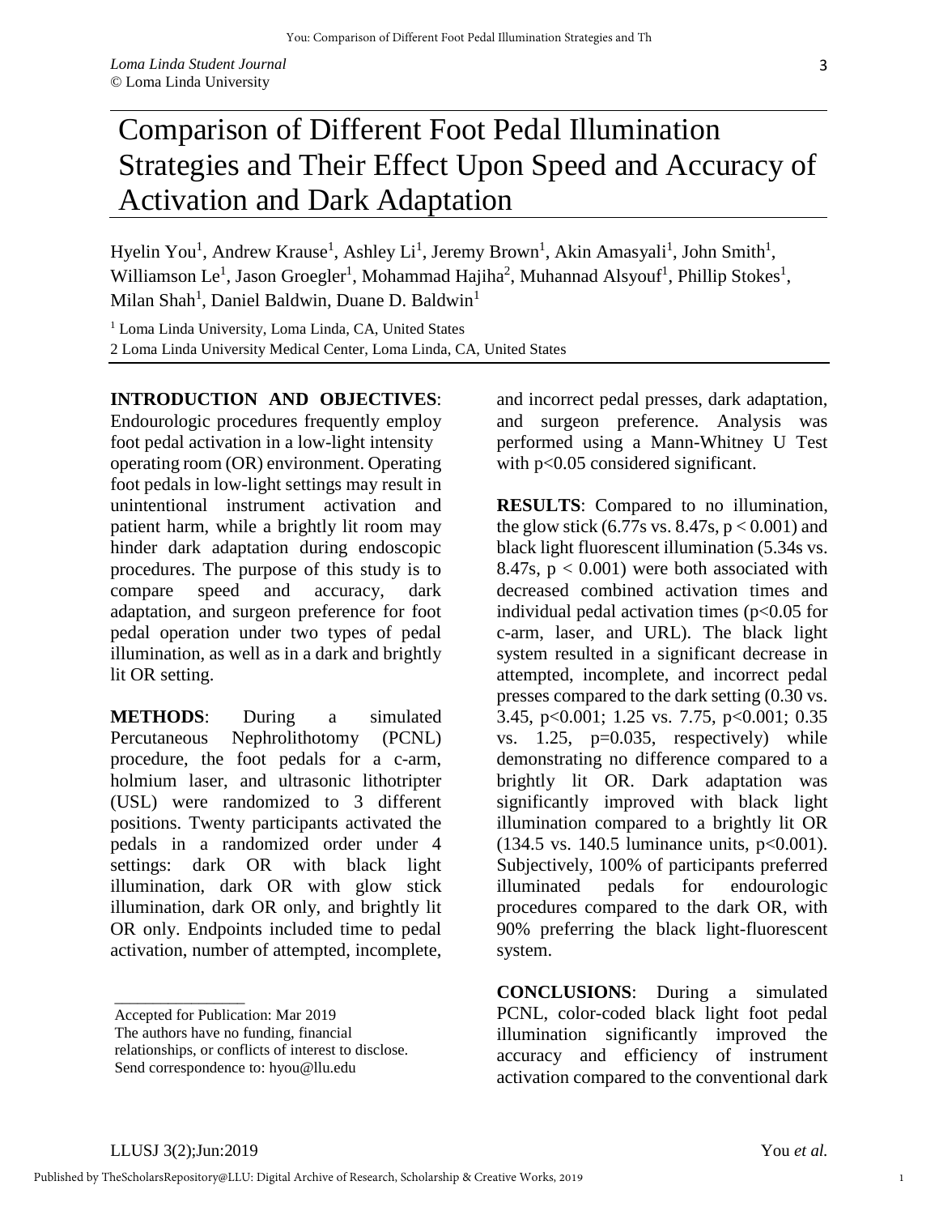# Comparison of Different Foot Pedal Illumination Strategies and Their Effect Upon Speed and Accuracy of Activation and Dark Adaptation

Hyelin You[1], Andrew Krause[1], Ashley Li[1], Jeremy Brown[1], Akin Amasyali[1], John Smith[1], Williamson Le[1], Jason Groegler[1], Mohammad Hajiha[2], Muhannad Alsyouf[1], Phillip Stokes[1], Milan Shah[1], Daniel Baldwin, Duane D. Baldwin[1]

[1] Loma Linda University, Loma Linda, CA, United States
2 Loma Linda University Medical Center, Loma Linda, CA, United States

**INTRODUCTION AND OBJECTIVES**: Endourologic procedures frequently employ foot pedal activation in a low-light intensity operating room (OR) environment. Operating foot pedals in low-light settings may result in unintentional instrument activation and patient harm, while a brightly lit room may hinder dark adaptation during endoscopic procedures. The purpose of this study is to compare speed and accuracy, dark adaptation, and surgeon preference for foot pedal operation under two types of pedal illumination, as well as in a dark and brightly lit OR setting.

**METHODS**: During a simulated Percutaneous Nephrolithotomy (PCNL) procedure, the foot pedals for a c-arm, holmium laser, and ultrasonic lithotripter (USL) were randomized to 3 different positions. Twenty participants activated the pedals in a randomized order under 4 settings: dark OR with black light illumination, dark OR with glow stick illumination, dark OR only, and brightly lit OR only. Endpoints included time to pedal activation, number of attempted, incomplete, and incorrect pedal presses, dark adaptation, and surgeon preference. Analysis was performed using a Mann-Whitney U Test with $p<0.05$ considered significant.

**RESULTS**: Compared to no illumination, the glow stick (6.77s vs. 8.47s, $p < 0.001$) and black light fluorescent illumination (5.34s vs. 8.47s, $p < 0.001$) were both associated with decreased combined activation times and individual pedal activation times ($p<0.05$ for c-arm, laser, and URL). The black light system resulted in a significant decrease in attempted, incomplete, and incorrect pedal presses compared to the dark setting (0.30 vs. 3.45, $p<0.001$; 1.25 vs. 7.75, $p<0.001$; 0.35 vs. 1.25, $p=0.035$, respectively) while demonstrating no difference compared to a brightly lit OR. Dark adaptation was significantly improved with black light illumination compared to a brightly lit OR (134.5 vs. 140.5 luminance units, $p<0.001$). Subjectively, 100% of participants preferred illuminated pedals for endourologic procedures compared to the dark OR, with 90% preferring the black light-fluorescent system.

**CONCLUSIONS**: During a simulated PCNL, color-coded black light foot pedal illumination significantly improved the accuracy and efficiency of instrument activation compared to the conventional dark

---

Accepted for Publication: Mar 2019
The authors have no funding, financial relationships, or conflicts of interest to disclose.
Send correspondence to: hyou@llu.edu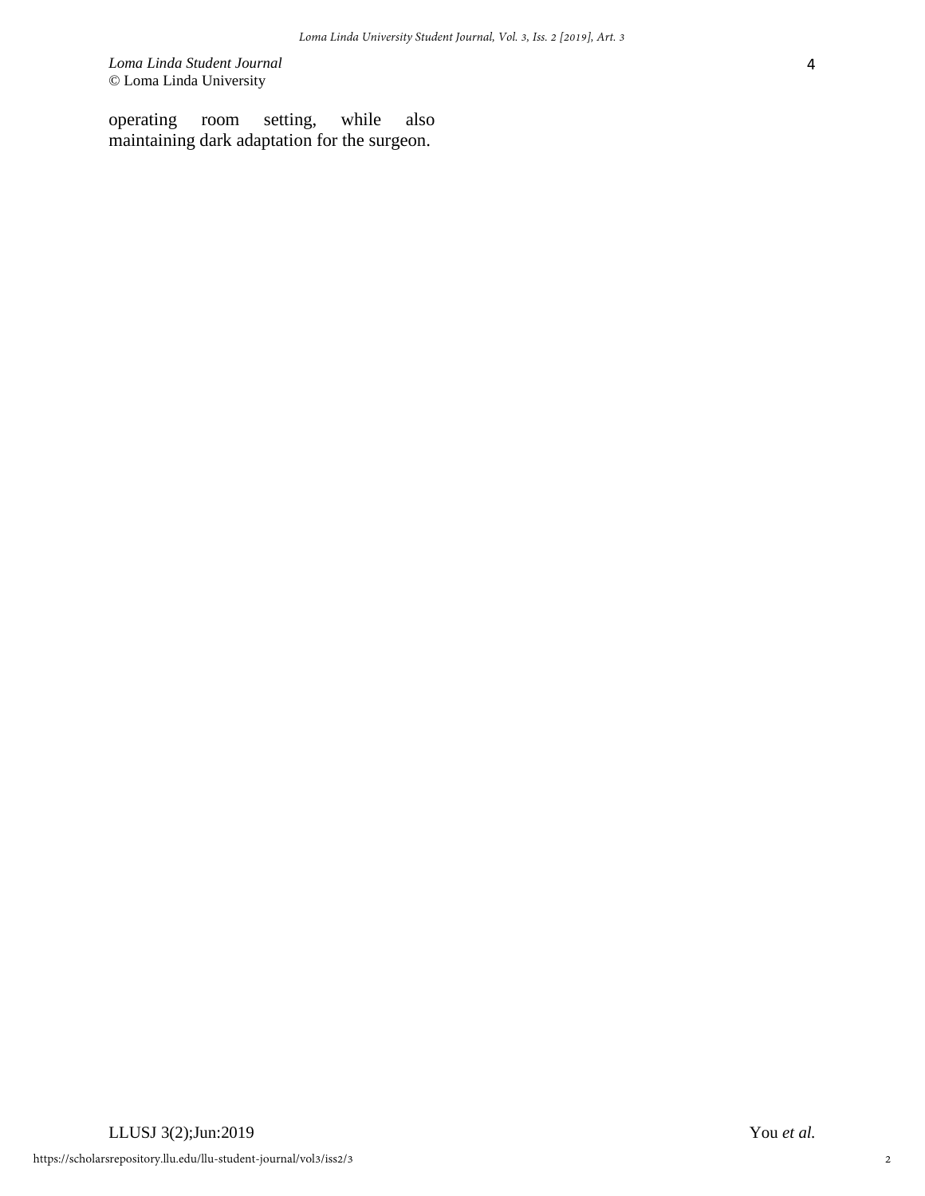operating room setting, while also maintaining dark adaptation for the surgeon.